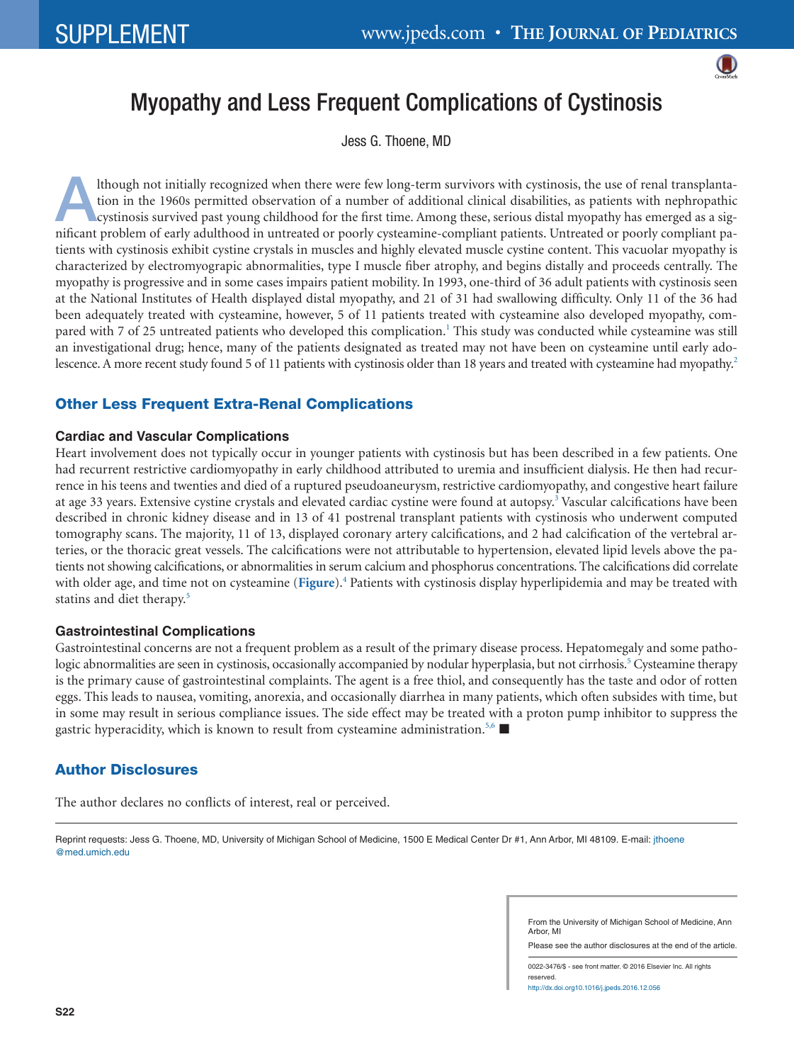# Myopathy and Less Frequent Complications of Cystinosis

Jess G. Thoene, MD

Although not initially recognized when there were few long-term survivors with cystinosis, the use of renal transplantation in the 1960s permitted observation of a number of additional clinical disabilities, as patients with nephropathic cystinosis survived past young childhood for the first time. Among these, serious distal myopathy has emerged as a significant problem of early adulthood in untreated or poorly cysteamine-compliant patients. Untreated or poorly compliant patients with cystinosis exhibit cystine crystals in muscles and highly elevated muscle cystine content. This vacuolar myopathy is characterized by electromyograpic abnormalities, type I muscle fiber atrophy, and begins distally and proceeds centrally. The myopathy is progressive and in some cases impairs patient mobility. In 1993, one-third of 36 adult patients with cystinosis seen at the National Institutes of Health displayed distal myopathy, and 21 of 31 had swallowing difficulty. Only 11 of the 36 had been adequately treated with cysteamine, however, 5 of 11 patients treated with cysteamine also developed myopathy, compared with 7 of 25 untreated patients who developed this complication.[1] This study was conducted while cysteamine was still an investigational drug; hence, many of the patients designated as treated may not have been on cysteamine until early adolescence. A more recent study found 5 of 11 patients with cystinosis older than 18 years and treated with cysteamine had myopathy.[2]

## Other Less Frequent Extra-Renal Complications

### Cardiac and Vascular Complications

Heart involvement does not typically occur in younger patients with cystinosis but has been described in a few patients. One had recurrent restrictive cardiomyopathy in early childhood attributed to uremia and insufficient dialysis. He then had recurrence in his teens and twenties and died of a ruptured pseudoaneurysm, restrictive cardiomyopathy, and congestive heart failure at age 33 years. Extensive cystine crystals and elevated cardiac cystine were found at autopsy.[3] Vascular calcifications have been described in chronic kidney disease and in 13 of 41 postrenal transplant patients with cystinosis who underwent computed tomography scans. The majority, 11 of 13, displayed coronary artery calcifications, and 2 had calcification of the vertebral arteries, or the thoracic great vessels. The calcifications were not attributable to hypertension, elevated lipid levels above the patients not showing calcifications, or abnormalities in serum calcium and phosphorus concentrations. The calcifications did correlate with older age, and time not on cysteamine (**Figure**).[4] Patients with cystinosis display hyperlipidemia and may be treated with statins and diet therapy.[5]

### Gastrointestinal Complications

Gastrointestinal concerns are not a frequent problem as a result of the primary disease process. Hepatomegaly and some pathologic abnormalities are seen in cystinosis, occasionally accompanied by nodular hyperplasia, but not cirrhosis.[5] Cysteamine therapy is the primary cause of gastrointestinal complaints. The agent is a free thiol, and consequently has the taste and odor of rotten eggs. This leads to nausea, vomiting, anorexia, and occasionally diarrhea in many patients, which often subsides with time, but in some may result in serious compliance issues. The side effect may be treated with a proton pump inhibitor to suppress the gastric hyperacidity, which is known to result from cysteamine administration.[5,6] ■

## Author Disclosures

The author declares no conflicts of interest, real or perceived.

Reprint requests: Jess G. Thoene, MD, University of Michigan School of Medicine, 1500 E Medical Center Dr #1, Ann Arbor, MI 48109. E-mail: jthoene@med.umich.edu

From the University of Michigan School of Medicine, Ann Arbor, MI

Please see the author disclosures at the end of the article.

0022-3476/$ - see front matter. © 2016 Elsevier Inc. All rights reserved.
http://dx.doi.org10.1016/j.jpeds.2016.12.056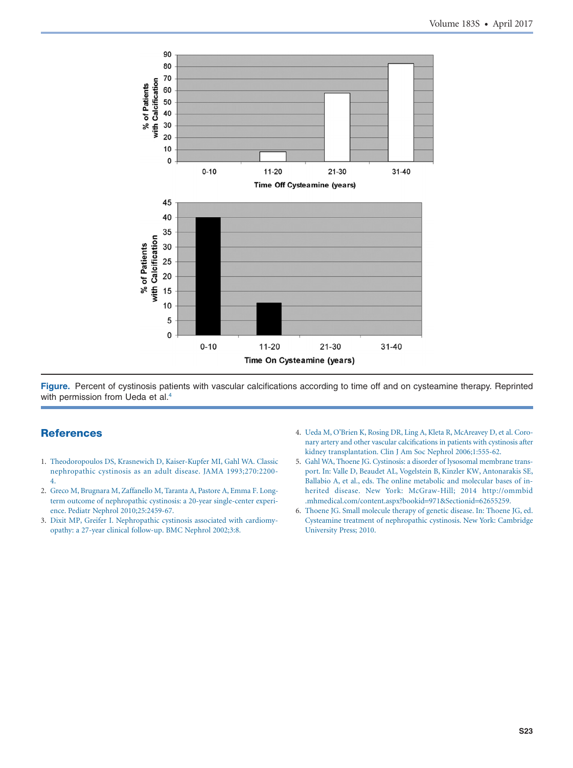90
80
70
60
50
40
30
20
10
0

% of Patients with Calcification

0-10
11-20
21-30
31-40

Time Off Cysteamine (years)

45
40
35
30
25
20
15
10
5
0

% of Patients with Calcification

0-10
11-20
21-30
31-40

Time On Cysteamine (years)

**Figure.** Percent of cystinosis patients with vascular calcifications according to time off and on cysteamine therapy. Reprinted with permission from Ueda et al.[4]

## References

1. Theodoropoulos DS, Krasnewich D, Kaiser-Kupfer MI, Gahl WA. Classic nephropathic cystinosis as an adult disease. JAMA 1993;270:2200-4.
2. Greco M, Brugnara M, Zaffanello M, Taranta A, Pastore A, Emma F. Long-term outcome of nephropathic cystinosis: a 20-year single-center experience. Pediatr Nephrol 2010;25:2459-67.
3. Dixit MP, Greifer I. Nephropathic cystinosis associated with cardiomyopathy: a 27-year clinical follow-up. BMC Nephrol 2002;3:8.
4. Ueda M, O'Brien K, Rosing DR, Ling A, Kleta R, McAreavey D, et al. Coronary artery and other vascular calcifications in patients with cystinosis after kidney transplantation. Clin J Am Soc Nephrol 2006;1:555-62.
5. Gahl WA, Thoene JG. Cystinosis: a disorder of lysosomal membrane transport. In: Valle D, Beaudet AL, Vogelstein B, Kinzler KW, Antonarakis SE, Ballabio A, et al., eds. The online metabolic and molecular bases of inherited disease. New York: McGraw-Hill; 2014 http://ommbid.mhmedical.com/content.aspx?bookid=971&Sectionid=62655259.
6. Thoene JG. Small molecule therapy of genetic disease. In: Thoene JG, ed. Cysteamine treatment of nephropathic cystinosis. New York: Cambridge University Press; 2010.